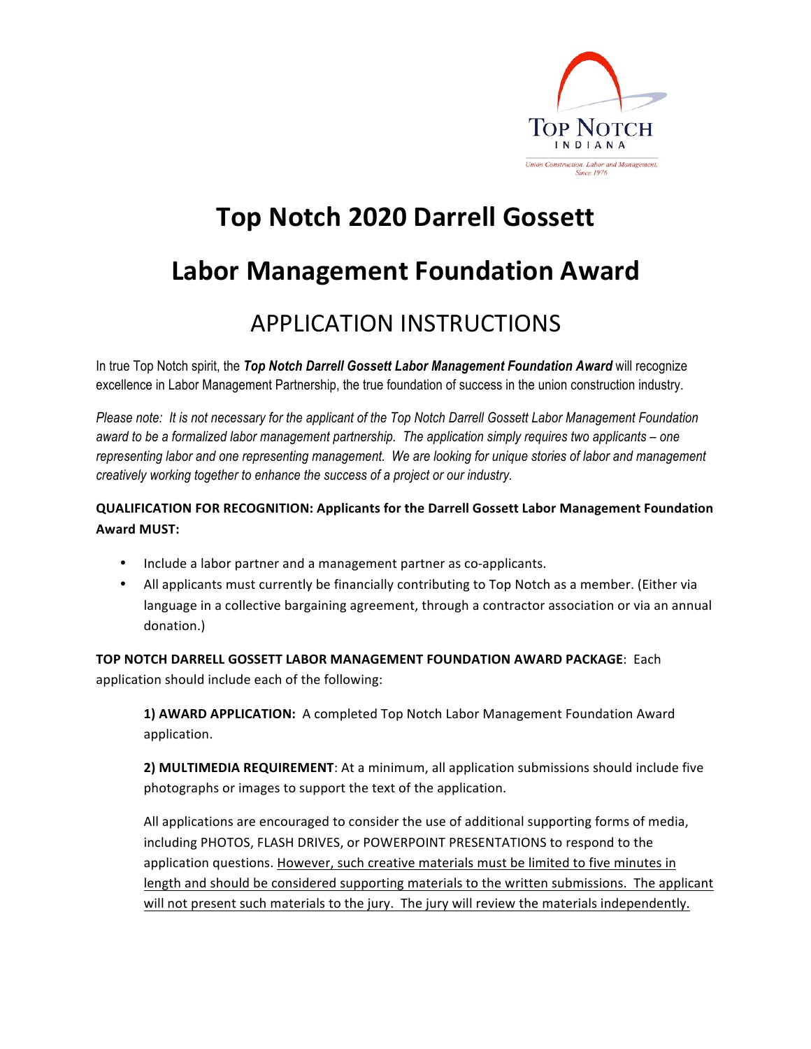# Top Notch 2020 Darrell Gossett

# Labor Management Foundation Award

## APPLICATION INSTRUCTIONS

In true Top Notch spirit, the ***Top Notch Darrell Gossett Labor Management Foundation Award*** will recognize excellence in Labor Management Partnership, the true foundation of success in the union construction industry.

*Please note: It is not necessary for the applicant of the Top Notch Darrell Gossett Labor Management Foundation award to be a formalized labor management partnership. The application simply requires two applicants – one representing labor and one representing management. We are looking for unique stories of labor and management creatively working together to enhance the success of a project or our industry.*

**QUALIFICATION FOR RECOGNITION: Applicants for the Darrell Gossett Labor Management Foundation Award MUST:**

- Include a labor partner and a management partner as co-applicants.
- All applicants must currently be financially contributing to Top Notch as a member. (Either via language in a collective bargaining agreement, through a contractor association or via an annual donation.)

**TOP NOTCH DARRELL GOSSETT LABOR MANAGEMENT FOUNDATION AWARD PACKAGE**: Each application should include each of the following:

**1) AWARD APPLICATION:** A completed Top Notch Labor Management Foundation Award application.

**2) MULTIMEDIA REQUIREMENT**: At a minimum, all application submissions should include five photographs or images to support the text of the application.

All applications are encouraged to consider the use of additional supporting forms of media, including PHOTOS, FLASH DRIVES, or POWERPOINT PRESENTATIONS to respond to the application questions. <u>However, such creative materials must be limited to five minutes in length and should be considered supporting materials to the written submissions. The applicant will not present such materials to the jury. The jury will review the materials independently.</u>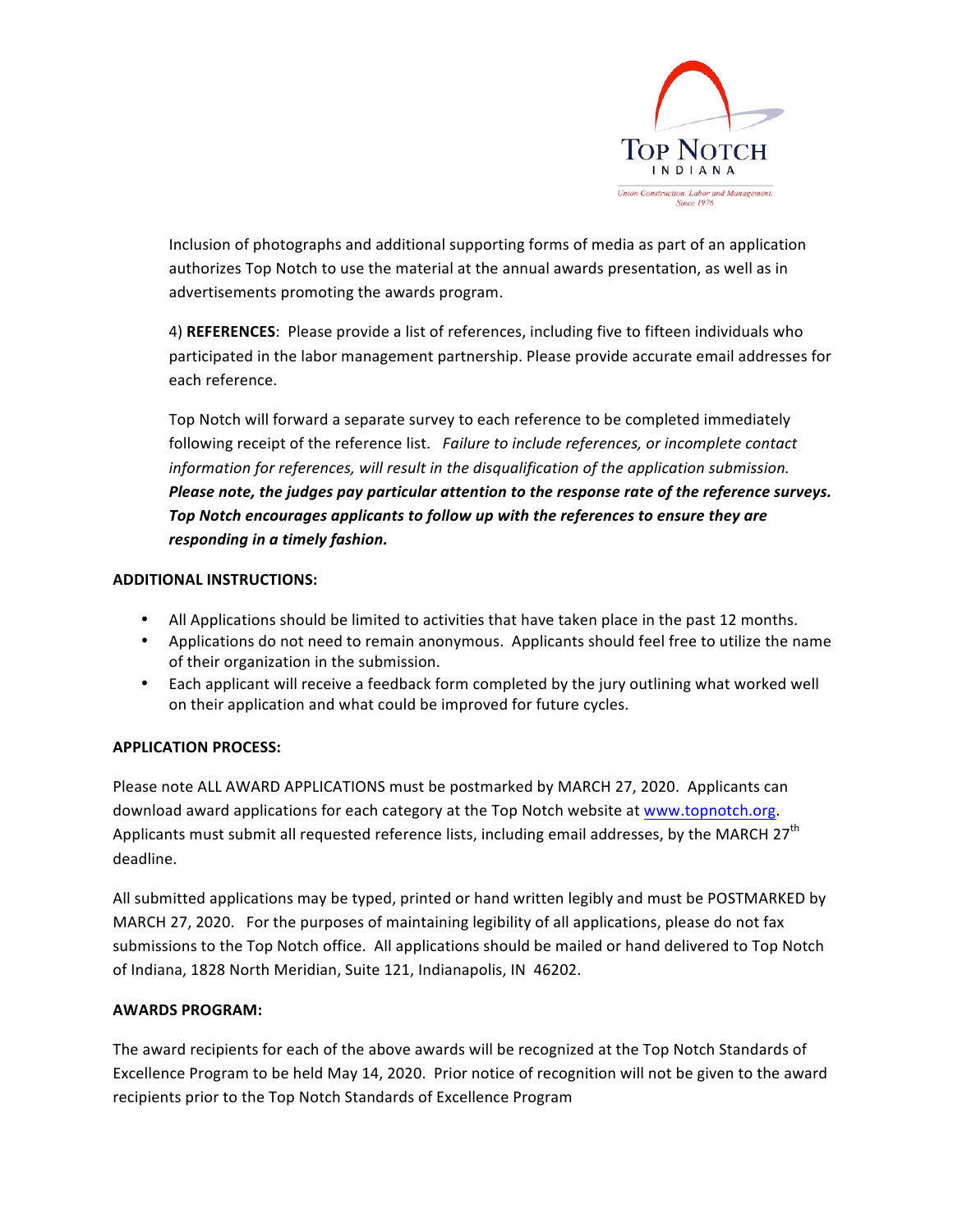Inclusion of photographs and additional supporting forms of media as part of an application authorizes Top Notch to use the material at the annual awards presentation, as well as in advertisements promoting the awards program.

4) **REFERENCES**: Please provide a list of references, including five to fifteen individuals who participated in the labor management partnership. Please provide accurate email addresses for each reference.

Top Notch will forward a separate survey to each reference to be completed immediately following receipt of the reference list. *Failure to include references, or incomplete contact information for references, will result in the disqualification of the application submission.* ***Please note, the judges pay particular attention to the response rate of the reference surveys. Top Notch encourages applicants to follow up with the references to ensure they are responding in a timely fashion.***

**ADDITIONAL INSTRUCTIONS:**

- All Applications should be limited to activities that have taken place in the past 12 months.
- Applications do not need to remain anonymous. Applicants should feel free to utilize the name of their organization in the submission.
- Each applicant will receive a feedback form completed by the jury outlining what worked well on their application and what could be improved for future cycles.

**APPLICATION PROCESS:**

Please note ALL AWARD APPLICATIONS must be postmarked by MARCH 27, 2020. Applicants can download award applications for each category at the Top Notch website at www.topnotch.org. Applicants must submit all requested reference lists, including email addresses, by the MARCH 27th deadline.

All submitted applications may be typed, printed or hand written legibly and must be POSTMARKED by MARCH 27, 2020. For the purposes of maintaining legibility of all applications, please do not fax submissions to the Top Notch office. All applications should be mailed or hand delivered to Top Notch of Indiana, 1828 North Meridian, Suite 121, Indianapolis, IN 46202.

**AWARDS PROGRAM:**

The award recipients for each of the above awards will be recognized at the Top Notch Standards of Excellence Program to be held May 14, 2020. Prior notice of recognition will not be given to the award recipients prior to the Top Notch Standards of Excellence Program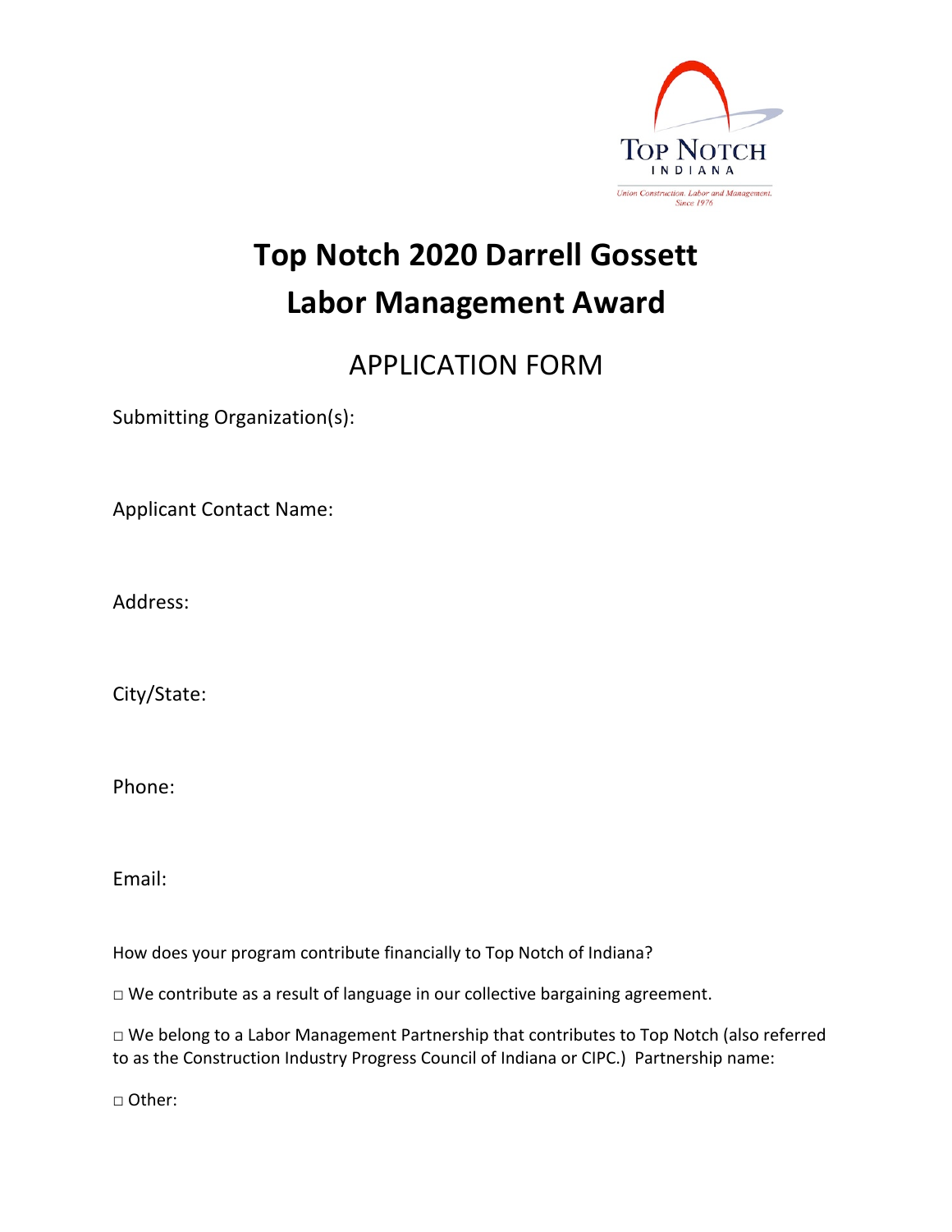# Top Notch 2020 Darrell Gossett Labor Management Award

## APPLICATION FORM

Submitting Organization(s):

Applicant Contact Name:

Address:

City/State:

Phone:

Email:

How does your program contribute financially to Top Notch of Indiana?

□ We contribute as a result of language in our collective bargaining agreement.

□ We belong to a Labor Management Partnership that contributes to Top Notch (also referred to as the Construction Industry Progress Council of Indiana or CIPC.) Partnership name:

□ Other: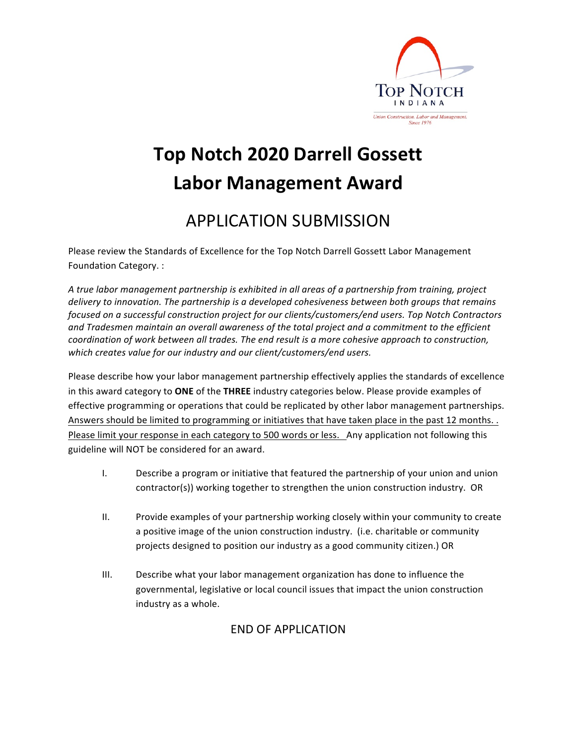Top Notch
INDIANA
Union Construction, Labor and Management.
Since 1976

# Top Notch 2020 Darrell Gossett Labor Management Award

## APPLICATION SUBMISSION

Please review the Standards of Excellence for the Top Notch Darrell Gossett Labor Management Foundation Category. :

*A true labor management partnership is exhibited in all areas of a partnership from training, project delivery to innovation. The partnership is a developed cohesiveness between both groups that remains focused on a successful construction project for our clients/customers/end users. Top Notch Contractors and Tradesmen maintain an overall awareness of the total project and a commitment to the efficient coordination of work between all trades. The end result is a more cohesive approach to construction, which creates value for our industry and our client/customers/end users.*

Please describe how your labor management partnership effectively applies the standards of excellence in this award category to **ONE** of the **THREE** industry categories below. Please provide examples of effective programming or operations that could be replicated by other labor management partnerships. <u>Answers should be limited to programming or initiatives that have taken place in the past 12 months. . Please limit your response in each category to 500 words or less.</u> Any application not following this guideline will NOT be considered for an award.

I. Describe a program or initiative that featured the partnership of your union and union contractor(s)) working together to strengthen the union construction industry. OR

II. Provide examples of your partnership working closely within your community to create a positive image of the union construction industry. (i.e. charitable or community projects designed to position our industry as a good community citizen.) OR

III. Describe what your labor management organization has done to influence the governmental, legislative or local council issues that impact the union construction industry as a whole.

END OF APPLICATION